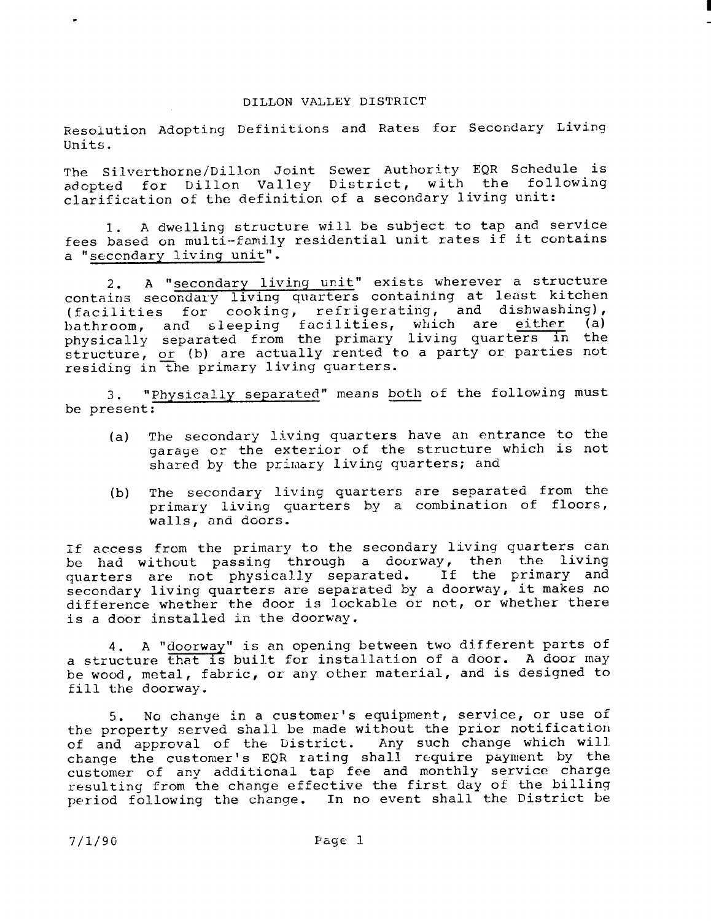# DILLON VALLEY DISTRICT

Resolution Adopting Definitions and Rates for Secondary Living Units.

The Silverthorne/Dillon Joint Sewer Authority EQR Schedule is adopted for Dillon Valley District, with the following clarification of the definition of a secondary living unit:

1. A dwelling structure will be subject to tap and service fees based on multi-family residential unit rates if it contains a "secondary living unit".

2. A "secondary living unit" exists wherever a structure contains secondary living quarters containing at least kitchen (facilities for cooking, refrigerating, and dishwashing), bathroom, and sleeping facilities, which are either (a) physically separated from the primary living quarters in the structure, or (b) are actually rented to a party or parties not residing in the primary living quarters.

3. "Physically separated" means both of the following must be present:

   (a) The secondary living quarters have an entrance to the garage or the exterior of the structure which is not shared by the primary living quarters; and

   (b) The secondary living quarters are separated from the primary living quarters by a combination of floors, walls, and doors.

If access from the primary to the secondary living quarters can be had without passing through a doorway, then the living quarters are not physically separated. If the primary and secondary living quarters are separated by a doorway, it makes no difference whether the door is lockable or not, or whether there is a door installed in the doorway.

4. A "doorway" is an opening between two different parts of a structure that is built for installation of a door. A door may be wood, metal, fabric, or any other material, and is designed to fill the doorway.

5. No change in a customer's equipment, service, or use of the property served shall be made without the prior notification of and approval of the District. Any such change which will change the customer's EQR rating shall require payment by the customer of any additional tap fee and monthly service charge resulting from the change effective the first day of the billing period following the change. In no event shall the District be

7/1/90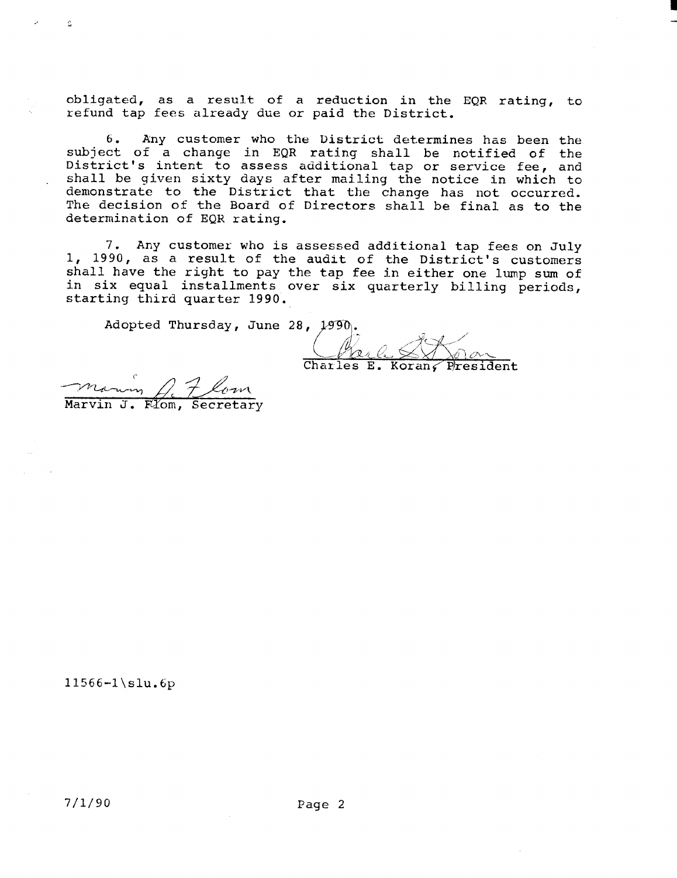obligated, as a result of a reduction in the EQR rating, to refund tap fees already due or paid the District.

6. Any customer who the District determines has been the subject of a change in EQR rating shall be notified of the District's intent to assess additional tap or service fee, and shall be given sixty days after mailing the notice in which to demonstrate to the District that the change has not occurred. The decision of the Board of Directors shall be final as to the determination of EQR rating.

7. Any customer who is assessed additional tap fees on July 1, 1990, as a result of the audit of the District's customers shall have the right to pay the tap fee in either one lump sum of in six equal installments over six quarterly billing periods, starting third quarter 1990.

Adopted Thursday, June 28, 1990.

Charles E. Koran, President

Marvin J. Flom, Secretary

11566-1\slu.6p

7/1/90